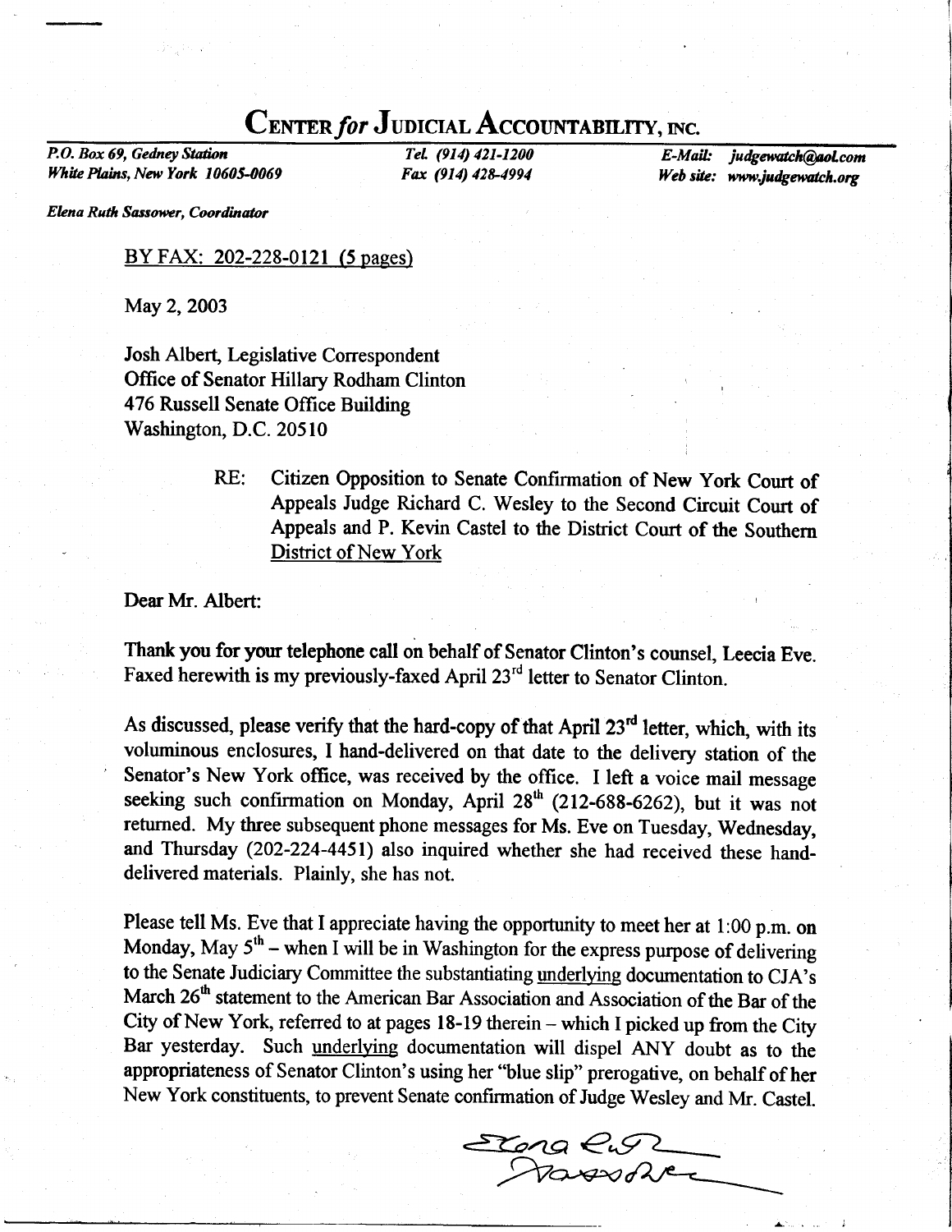# CENTER *for* JUDICIAL ACCOUNTABILITY, INC.

*P.O. Box 69, Gedney Station*
*White Plains, New York 10605-0069*

*Tel. (914) 421-1200*
*Fax (914) 428-4994*

*E-Mail: judgewatch@aol.com*
*Web site: www.judgewatch.org*

*Elena Ruth Sassower, Coordinator*

BY FAX: 202-228-0121 (5 pages)

May 2, 2003

Josh Albert, Legislative Correspondent
Office of Senator Hillary Rodham Clinton
476 Russell Senate Office Building
Washington, D.C. 20510

RE: Citizen Opposition to Senate Confirmation of New York Court of Appeals Judge Richard C. Wesley to the Second Circuit Court of Appeals and P. Kevin Castel to the District Court of the Southern District of New York

Dear Mr. Albert:

Thank you for your telephone call on behalf of Senator Clinton's counsel, Leecia Eve. Faxed herewith is my previously-faxed April 23rd letter to Senator Clinton.

As discussed, please verify that the hard-copy of that April 23rd letter, which, with its voluminous enclosures, I hand-delivered on that date to the delivery station of the Senator's New York office, was received by the office. I left a voice mail message seeking such confirmation on Monday, April 28th (212-688-6262), but it was not returned. My three subsequent phone messages for Ms. Eve on Tuesday, Wednesday, and Thursday (202-224-4451) also inquired whether she had received these hand-delivered materials. Plainly, she has not.

Please tell Ms. Eve that I appreciate having the opportunity to meet her at 1:00 p.m. on Monday, May 5th – when I will be in Washington for the express purpose of delivering to the Senate Judiciary Committee the substantiating underlying documentation to CJA's March 26th statement to the American Bar Association and Association of the Bar of the City of New York, referred to at pages 18-19 therein – which I picked up from the City Bar yesterday. Such underlying documentation will dispel ANY doubt as to the appropriateness of Senator Clinton's using her "blue slip" prerogative, on behalf of her New York constituents, to prevent Senate confirmation of Judge Wesley and Mr. Castel.

*Elena Ruth Sassower*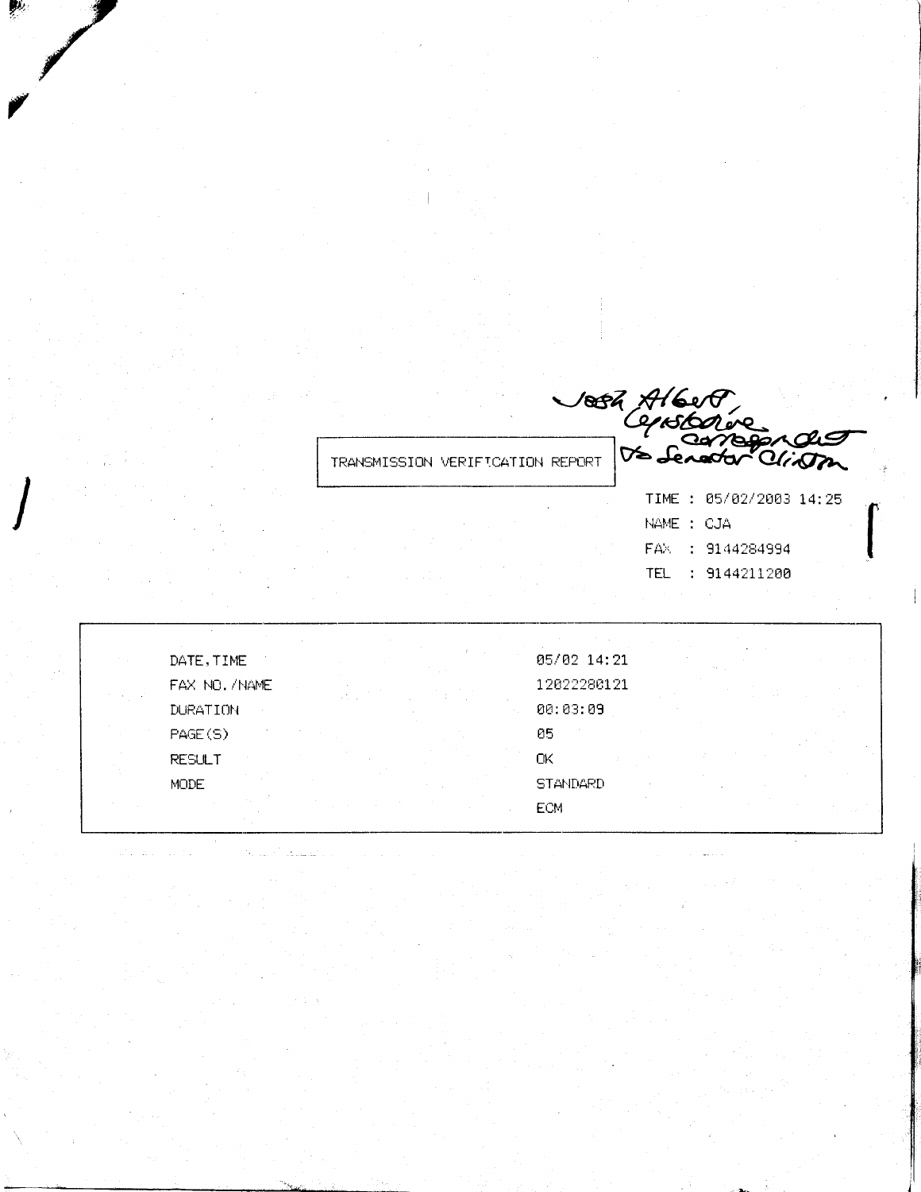Josh Albert, Legislative correspondent to Senator Clinton

TRANSMISSION VERIFICATION REPORT

TIME : 05/02/2003 14:25
NAME : CJA
FAX : 9144284994
TEL : 9144211200

| | |
|---|---|
| DATE,TIME | 05/02 14:21 |
| FAX NO./NAME | 12022280121 |
| DURATION | 00:03:09 |
| PAGE(S) | 05 |
| RESULT | OK |
| MODE | STANDARD |
| | ECM |